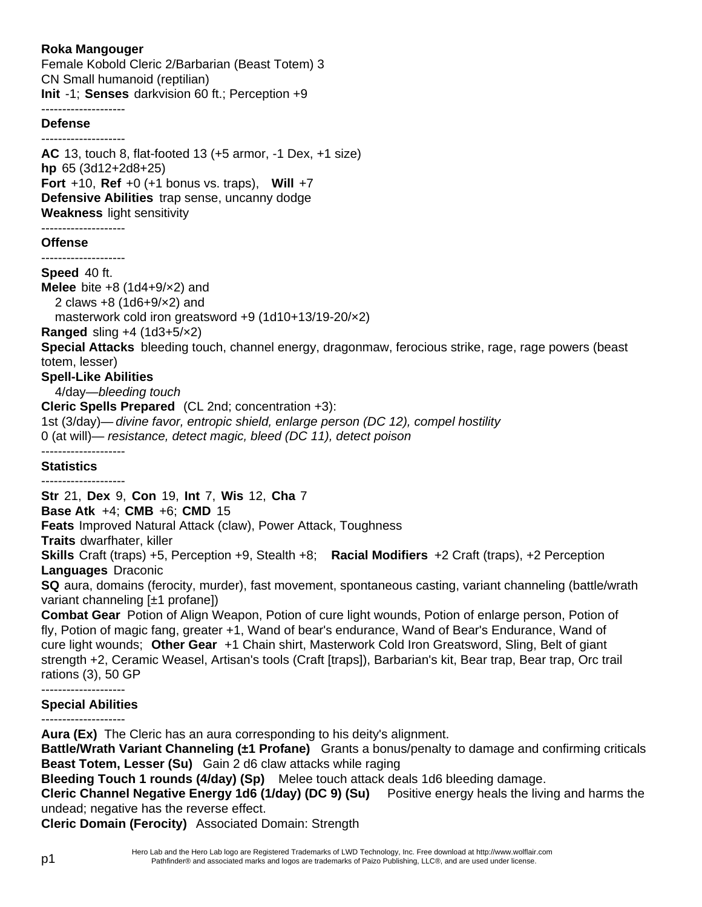**Roka Mangouger**
Female Kobold Cleric 2/Barbarian (Beast Totem) 3
CN Small humanoid (reptilian)
**Init** -1; **Senses** darkvision 60 ft.; Perception +9

--------------------
**Defense**
--------------------

**AC** 13, touch 8, flat-footed 13 (+5 armor, -1 Dex, +1 size)
**hp** 65 (3d12+2d8+25)
**Fort** +10, **Ref** +0 (+1 bonus vs. traps), **Will** +7
**Defensive Abilities** trap sense, uncanny dodge
**Weakness** light sensitivity

--------------------
**Offense**
--------------------

**Speed** 40 ft.
**Melee** bite +8 (1d4+9/×2) and
2 claws +8 (1d6+9/×2) and
masterwork cold iron greatsword +9 (1d10+13/19-20/×2)
**Ranged** sling +4 (1d3+5/×2)
**Special Attacks** bleeding touch, channel energy, dragonmaw, ferocious strike, rage, rage powers (beast totem, lesser)
**Spell-Like Abilities**
4/day—*bleeding touch*
**Cleric Spells Prepared** (CL 2nd; concentration +3):
1st (3/day)— *divine favor, entropic shield, enlarge person (DC 12), compel hostility*
0 (at will)— *resistance, detect magic, bleed (DC 11), detect poison*

--------------------
**Statistics**
--------------------

**Str** 21, **Dex** 9, **Con** 19, **Int** 7, **Wis** 12, **Cha** 7
**Base Atk** +4; **CMB** +6; **CMD** 15
**Feats** Improved Natural Attack (claw), Power Attack, Toughness
**Traits** dwarfhater, killer
**Skills** Craft (traps) +5, Perception +9, Stealth +8; **Racial Modifiers** +2 Craft (traps), +2 Perception
**Languages** Draconic
**SQ** aura, domains (ferocity, murder), fast movement, spontaneous casting, variant channeling (battle/wrath variant channeling [±1 profane])
**Combat Gear** Potion of Align Weapon, Potion of cure light wounds, Potion of enlarge person, Potion of fly, Potion of magic fang, greater +1, Wand of bear's endurance, Wand of Bear's Endurance, Wand of cure light wounds; **Other Gear** +1 Chain shirt, Masterwork Cold Iron Greatsword, Sling, Belt of giant strength +2, Ceramic Weasel, Artisan's tools (Craft [traps]), Barbarian's kit, Bear trap, Bear trap, Orc trail rations (3), 50 GP

--------------------
**Special Abilities**
--------------------

**Aura (Ex)** The Cleric has an aura corresponding to his deity's alignment.
**Battle/Wrath Variant Channeling (±1 Profane)** Grants a bonus/penalty to damage and confirming criticals
**Beast Totem, Lesser (Su)** Gain 2 d6 claw attacks while raging
**Bleeding Touch 1 rounds (4/day) (Sp)** Melee touch attack deals 1d6 bleeding damage.
**Cleric Channel Negative Energy 1d6 (1/day) (DC 9) (Su)** Positive energy heals the living and harms the undead; negative has the reverse effect.
**Cleric Domain (Ferocity)** Associated Domain: Strength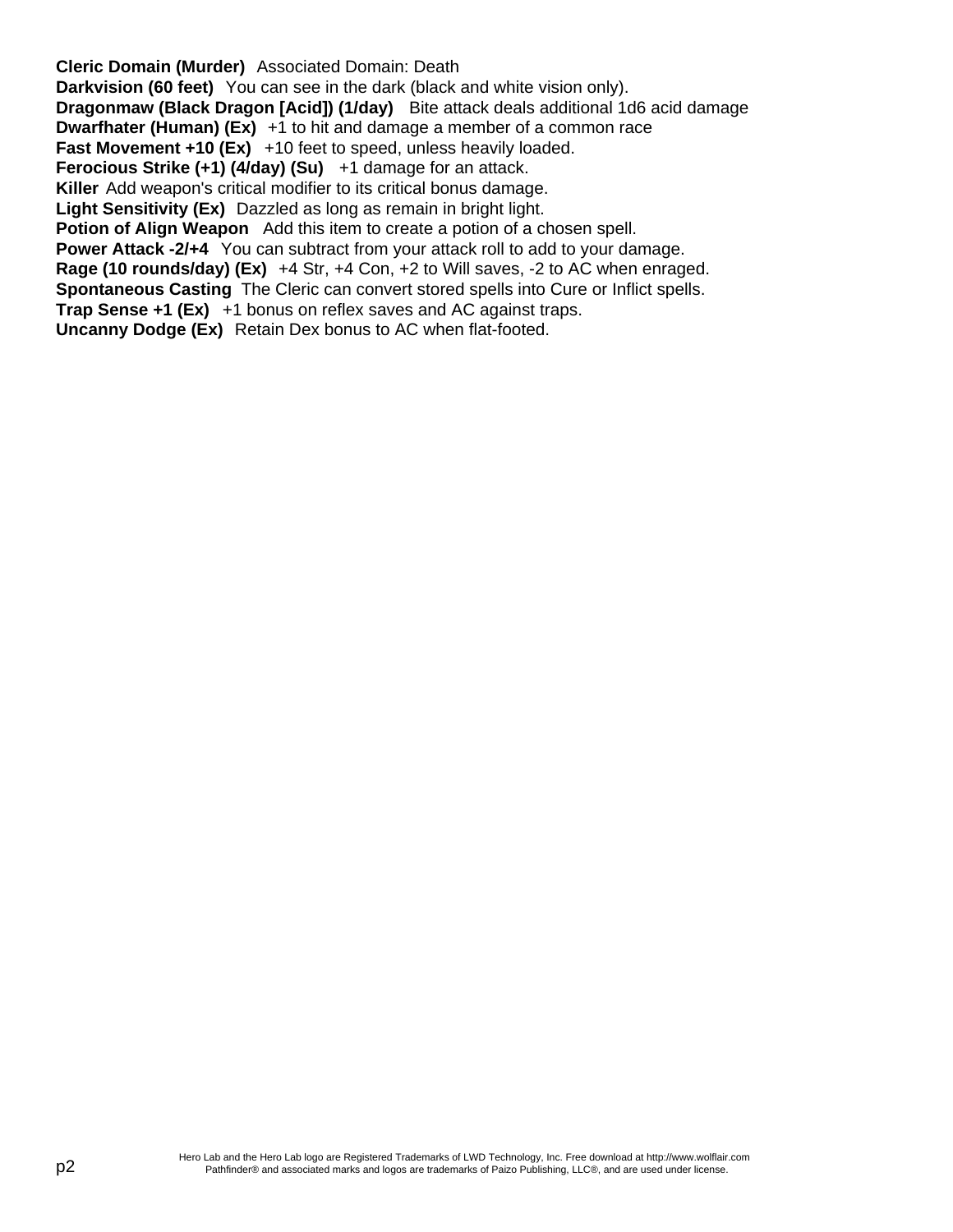**Cleric Domain (Murder)** Associated Domain: Death
**Darkvision (60 feet)** You can see in the dark (black and white vision only).
**Dragonmaw (Black Dragon [Acid]) (1/day)** Bite attack deals additional 1d6 acid damage
**Dwarfhater (Human) (Ex)** +1 to hit and damage a member of a common race
**Fast Movement +10 (Ex)** +10 feet to speed, unless heavily loaded.
**Ferocious Strike (+1) (4/day) (Su)** +1 damage for an attack.
**Killer** Add weapon's critical modifier to its critical bonus damage.
**Light Sensitivity (Ex)** Dazzled as long as remain in bright light.
**Potion of Align Weapon** Add this item to create a potion of a chosen spell.
**Power Attack -2/+4** You can subtract from your attack roll to add to your damage.
**Rage (10 rounds/day) (Ex)** +4 Str, +4 Con, +2 to Will saves, -2 to AC when enraged.
**Spontaneous Casting** The Cleric can convert stored spells into Cure or Inflict spells.
**Trap Sense +1 (Ex)** +1 bonus on reflex saves and AC against traps.
**Uncanny Dodge (Ex)** Retain Dex bonus to AC when flat-footed.

Hero Lab and the Hero Lab logo are Registered Trademarks of LWD Technology, Inc. Free download at http://www.wolflair.com
Pathfinder® and associated marks and logos are trademarks of Paizo Publishing, LLC®, and are used under license.